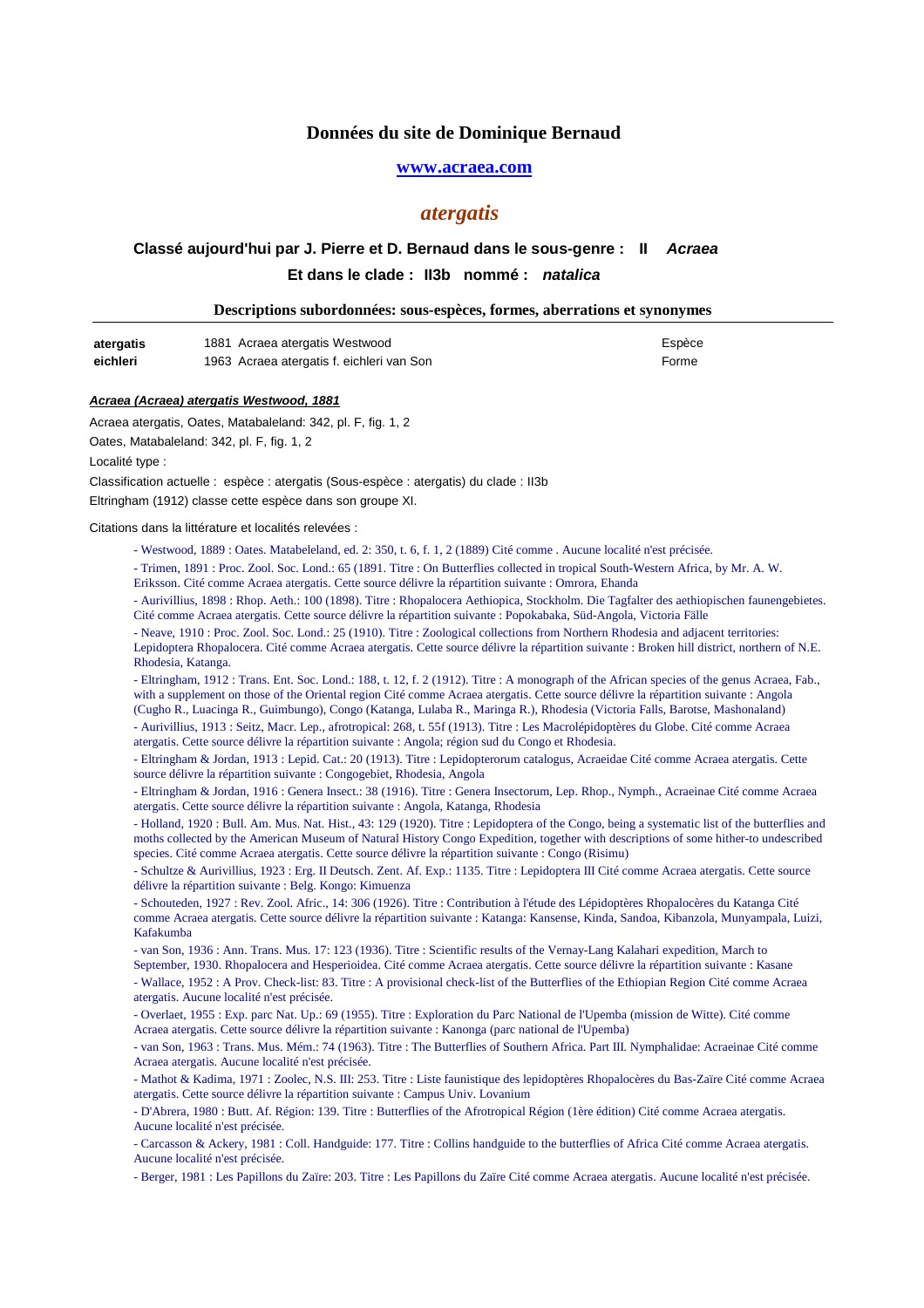# Données du site de Dominique Bernaud

**www.acraea.com**

## *atergatis*

### Classé aujourd'hui par J. Pierre et D. Bernaud dans le sous-genre : II *Acraea*

### Et dans le clade : II3b nommé : *natalica*

**Descriptions subordonnées: sous-espèces, formes, aberrations et synonymes**

| | | |
|---|---|---|
| **atergatis** | 1881 Acraea atergatis Westwood | Espèce |
| **eichleri** | 1963 Acraea atergatis f. eichleri van Son | Forme |

***Acraea (Acraea) atergatis Westwood, 1881***

Acraea atergatis, Oates, Matabaleland: 342, pl. F, fig. 1, 2

Oates, Matabaleland: 342, pl. F, fig. 1, 2

Localité type :

Classification actuelle : espèce : atergatis (Sous-espèce : atergatis) du clade : II3b

Eltringham (1912) classe cette espèce dans son groupe XI.

Citations dans la littérature et localités relevées :

- Westwood, 1889 : Oates. Matabeleland, ed. 2: 350, t. 6, f. 1, 2 (1889) Cité comme . Aucune localité n'est précisée.
- Trimen, 1891 : Proc. Zool. Soc. Lond.: 65 (1891. Titre : On Butterflies collected in tropical South-Western Africa, by Mr. A. W. Eriksson. Cité comme Acraea atergatis. Cette source délivre la répartition suivante : Omrora, Ehanda
- Aurivillius, 1898 : Rhop. Aeth.: 100 (1898). Titre : Rhopalocera Aethiopica, Stockholm. Die Tagfalter des aethiopischen faunengebietes. Cité comme Acraea atergatis. Cette source délivre la répartition suivante : Popokabaka, Süd-Angola, Victoria Fälle
- Neave, 1910 : Proc. Zool. Soc. Lond.: 25 (1910). Titre : Zoological collections from Northern Rhodesia and adjacent territories: Lepidoptera Rhopalocera. Cité comme Acraea atergatis. Cette source délivre la répartition suivante : Broken hill district, northern of N.E. Rhodesia, Katanga.
- Eltringham, 1912 : Trans. Ent. Soc. Lond.: 188, t. 12, f. 2 (1912). Titre : A monograph of the African species of the genus Acraea, Fab., with a supplement on those of the Oriental region Cité comme Acraea atergatis. Cette source délivre la répartition suivante : Angola (Cugho R., Luacinga R., Guimbungo), Congo (Katanga, Lulaba R., Maringa R.), Rhodesia (Victoria Falls, Barotse, Mashonaland)
- Aurivillius, 1913 : Seitz, Macr. Lep., afrotropical: 268, t. 55f (1913). Titre : Les Macrolépidoptères du Globe. Cité comme Acraea atergatis. Cette source délivre la répartition suivante : Angola; région sud du Congo et Rhodesia.
- Eltringham & Jordan, 1913 : Lepid. Cat.: 20 (1913). Titre : Lepidopterorum catalogus, Acraeidae Cité comme Acraea atergatis. Cette source délivre la répartition suivante : Congogebiet, Rhodesia, Angola
- Eltringham & Jordan, 1916 : Genera Insect.: 38 (1916). Titre : Genera Insectorum, Lep. Rhop., Nymph., Acraeinae Cité comme Acraea atergatis. Cette source délivre la répartition suivante : Angola, Katanga, Rhodesia
- Holland, 1920 : Bull. Am. Mus. Nat. Hist., 43: 129 (1920). Titre : Lepidoptera of the Congo, being a systematic list of the butterflies and moths collected by the American Museum of Natural History Congo Expedition, together with descriptions of some hither-to undescribed species. Cité comme Acraea atergatis. Cette source délivre la répartition suivante : Congo (Risimu)
- Schultze & Aurivillius, 1923 : Erg. II Deutsch. Zent. Af. Exp.: 1135. Titre : Lepidoptera III Cité comme Acraea atergatis. Cette source délivre la répartition suivante : Belg. Kongo: Kimuenza
- Schouteden, 1927 : Rev. Zool. Afric., 14: 306 (1926). Titre : Contribution à l'étude des Lépidoptères Rhopalocères du Katanga Cité comme Acraea atergatis. Cette source délivre la répartition suivante : Katanga: Kansense, Kinda, Sandoa, Kibanzola, Munyampala, Luizi, Kafakumba
- van Son, 1936 : Ann. Trans. Mus. 17: 123 (1936). Titre : Scientific results of the Vernay-Lang Kalahari expedition, March to September, 1930. Rhopalocera and Hesperioidea. Cité comme Acraea atergatis. Cette source délivre la répartition suivante : Kasane
- Wallace, 1952 : A Prov. Check-list: 83. Titre : A provisional check-list of the Butterflies of the Ethiopian Region Cité comme Acraea atergatis. Aucune localité n'est précisée.
- Overlaet, 1955 : Exp. parc Nat. Up.: 69 (1955). Titre : Exploration du Parc National de l'Upemba (mission de Witte). Cité comme Acraea atergatis. Cette source délivre la répartition suivante : Kanonga (parc national de l'Upemba)
- van Son, 1963 : Trans. Mus. Mém.: 74 (1963). Titre : The Butterflies of Southern Africa. Part III. Nymphalidae: Acraeinae Cité comme Acraea atergatis. Aucune localité n'est précisée.
- Mathot & Kadima, 1971 : Zoolec, N.S. III: 253. Titre : Liste faunistique des lepidoptères Rhopalocères du Bas-Zaïre Cité comme Acraea atergatis. Cette source délivre la répartition suivante : Campus Univ. Lovanium
- D'Abrera, 1980 : Butt. Af. Région: 139. Titre : Butterflies of the Afrotropical Région (1ère édition) Cité comme Acraea atergatis. Aucune localité n'est précisée.
- Carcasson & Ackery, 1981 : Coll. Handguide: 177. Titre : Collins handguide to the butterflies of Africa Cité comme Acraea atergatis. Aucune localité n'est précisée.
- Berger, 1981 : Les Papillons du Zaïre: 203. Titre : Les Papillons du Zaïre Cité comme Acraea atergatis. Aucune localité n'est précisée.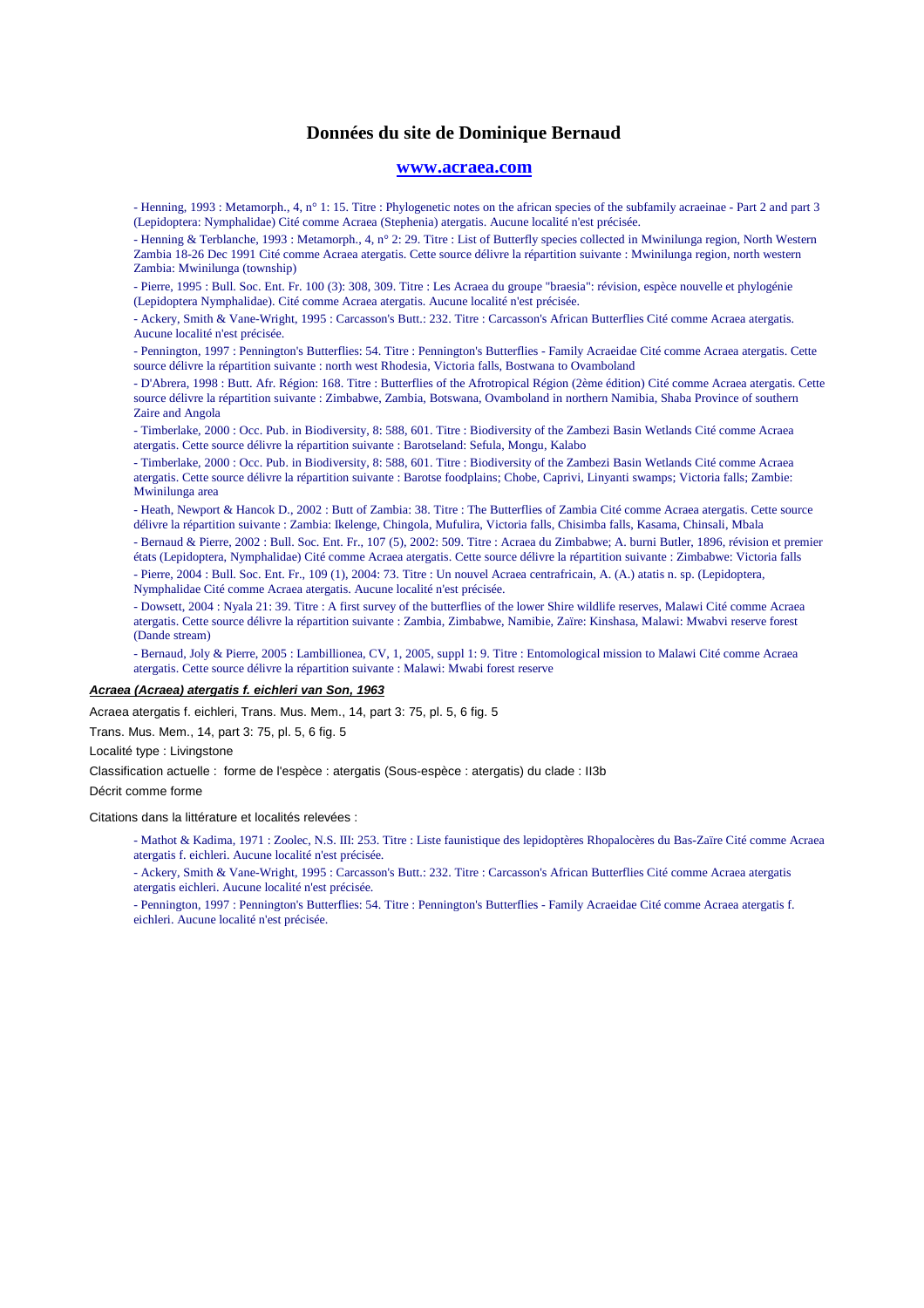## Données du site de Dominique Bernaud

### www.acraea.com

- Henning, 1993 : Metamorph., 4, n° 1: 15. Titre : Phylogenetic notes on the african species of the subfamily acraeinae - Part 2 and part 3 (Lepidoptera: Nymphalidae) Cité comme Acraea (Stephenia) atergatis. Aucune localité n'est précisée.
- Henning & Terblanche, 1993 : Metamorph., 4, n° 2: 29. Titre : List of Butterfly species collected in Mwinilunga region, North Western Zambia 18-26 Dec 1991 Cité comme Acraea atergatis. Cette source délivre la répartition suivante : Mwinilunga region, north western Zambia: Mwinilunga (township)
- Pierre, 1995 : Bull. Soc. Ent. Fr. 100 (3): 308, 309. Titre : Les Acraea du groupe "braesia": révision, espèce nouvelle et phylogénie (Lepidoptera Nymphalidae). Cité comme Acraea atergatis. Aucune localité n'est précisée.
- Ackery, Smith & Vane-Wright, 1995 : Carcasson's Butt.: 232. Titre : Carcasson's African Butterflies Cité comme Acraea atergatis. Aucune localité n'est précisée.
- Pennington, 1997 : Pennington's Butterflies: 54. Titre : Pennington's Butterflies - Family Acraeidae Cité comme Acraea atergatis. Cette source délivre la répartition suivante : north west Rhodesia, Victoria falls, Bostwana to Ovamboland
- D'Abrera, 1998 : Butt. Afr. Région: 168. Titre : Butterflies of the Afrotropical Région (2ème édition) Cité comme Acraea atergatis. Cette source délivre la répartition suivante : Zimbabwe, Zambia, Botswana, Ovamboland in northern Namibia, Shaba Province of southern Zaire and Angola
- Timberlake, 2000 : Occ. Pub. in Biodiversity, 8: 588, 601. Titre : Biodiversity of the Zambezi Basin Wetlands Cité comme Acraea atergatis. Cette source délivre la répartition suivante : Barotseland: Sefula, Mongu, Kalabo
- Timberlake, 2000 : Occ. Pub. in Biodiversity, 8: 588, 601. Titre : Biodiversity of the Zambezi Basin Wetlands Cité comme Acraea atergatis. Cette source délivre la répartition suivante : Barotse foodplains; Chobe, Caprivi, Linyanti swamps; Victoria falls; Zambie: Mwinilunga area
- Heath, Newport & Hancok D., 2002 : Butt of Zambia: 38. Titre : The Butterflies of Zambia Cité comme Acraea atergatis. Cette source délivre la répartition suivante : Zambia: Ikelenge, Chingola, Mufulira, Victoria falls, Chisimba falls, Kasama, Chinsali, Mbala
- Bernaud & Pierre, 2002 : Bull. Soc. Ent. Fr., 107 (5), 2002: 509. Titre : Acraea du Zimbabwe; A. burni Butler, 1896, révision et premier états (Lepidoptera, Nymphalidae) Cité comme Acraea atergatis. Cette source délivre la répartition suivante : Zimbabwe: Victoria falls
- Pierre, 2004 : Bull. Soc. Ent. Fr., 109 (1), 2004: 73. Titre : Un nouvel Acraea centrafricain, A. (A.) atatis n. sp. (Lepidoptera, Nymphalidae Cité comme Acraea atergatis. Aucune localité n'est précisée.
- Dowsett, 2004 : Nyala 21: 39. Titre : A first survey of the butterflies of the lower Shire wildlife reserves, Malawi Cité comme Acraea atergatis. Cette source délivre la répartition suivante : Zambia, Zimbabwe, Namibie, Zaïre: Kinshasa, Malawi: Mwabvi reserve forest (Dande stream)
- Bernaud, Joly & Pierre, 2005 : Lambillionea, CV, 1, 2005, suppl 1: 9. Titre : Entomological mission to Malawi Cité comme Acraea atergatis. Cette source délivre la répartition suivante : Malawi: Mwabi forest reserve

***Acraea (Acraea) atergatis f. eichleri van Son, 1963***

Acraea atergatis f. eichleri, Trans. Mus. Mem., 14, part 3: 75, pl. 5, 6 fig. 5

Trans. Mus. Mem., 14, part 3: 75, pl. 5, 6 fig. 5

Localité type : Livingstone

Classification actuelle : forme de l'espèce : atergatis (Sous-espèce : atergatis) du clade : II3b

Décrit comme forme

Citations dans la littérature et localités relevées :

- Mathot & Kadima, 1971 : Zoolec, N.S. III: 253. Titre : Liste faunistique des lepidoptères Rhopalocères du Bas-Zaïre Cité comme Acraea atergatis f. eichleri. Aucune localité n'est précisée.
- Ackery, Smith & Vane-Wright, 1995 : Carcasson's Butt.: 232. Titre : Carcasson's African Butterflies Cité comme Acraea atergatis atergatis eichleri. Aucune localité n'est précisée.
- Pennington, 1997 : Pennington's Butterflies: 54. Titre : Pennington's Butterflies - Family Acraeidae Cité comme Acraea atergatis f. eichleri. Aucune localité n'est précisée.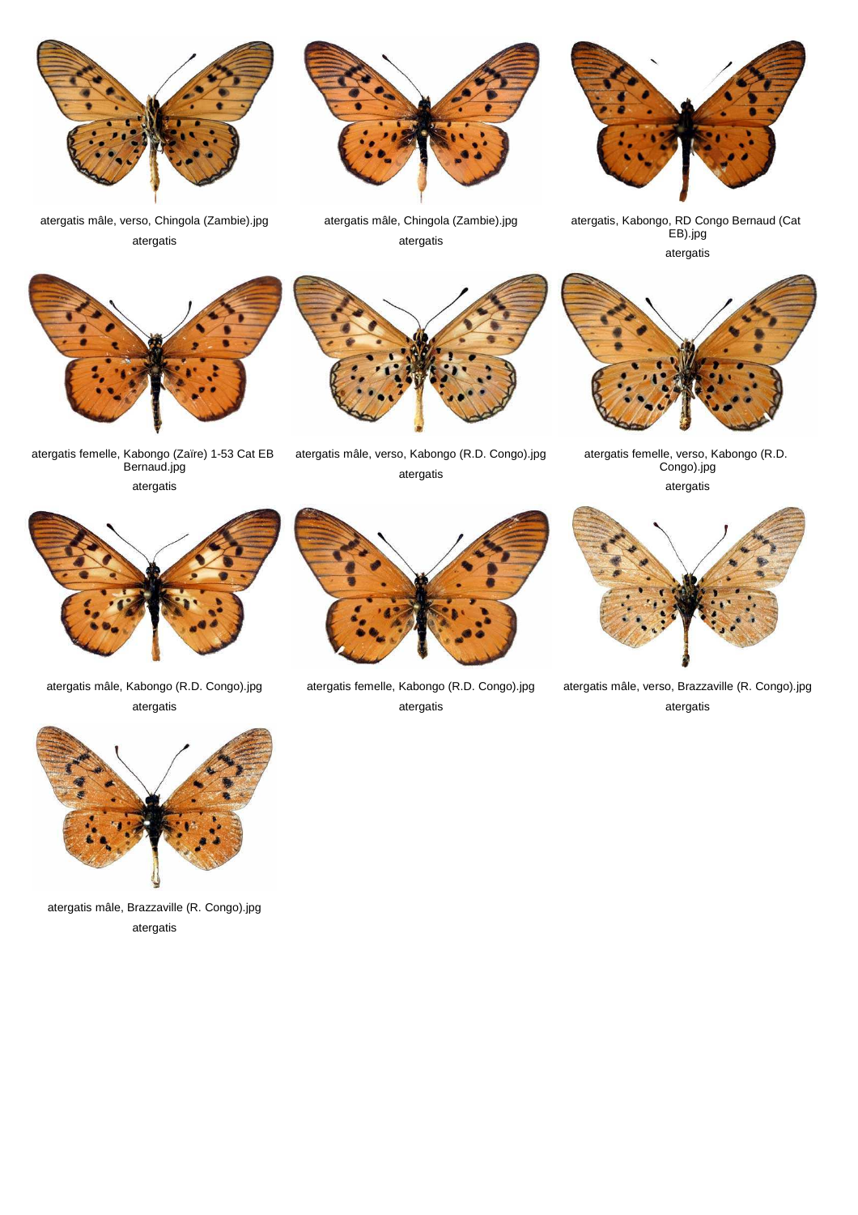atergatis mâle, verso, Chingola (Zambie).jpg

atergatis

atergatis mâle, Chingola (Zambie).jpg

atergatis

atergatis, Kabongo, RD Congo Bernaud (Cat EB).jpg

atergatis

atergatis femelle, Kabongo (Zaïre) 1-53 Cat EB Bernaud.jpg

atergatis

atergatis mâle, verso, Kabongo (R.D. Congo).jpg

atergatis

atergatis femelle, verso, Kabongo (R.D. Congo).jpg

atergatis

atergatis mâle, Kabongo (R.D. Congo).jpg

atergatis

atergatis femelle, Kabongo (R.D. Congo).jpg

atergatis

atergatis mâle, verso, Brazzaville (R. Congo).jpg

atergatis

atergatis mâle, Brazzaville (R. Congo).jpg

atergatis